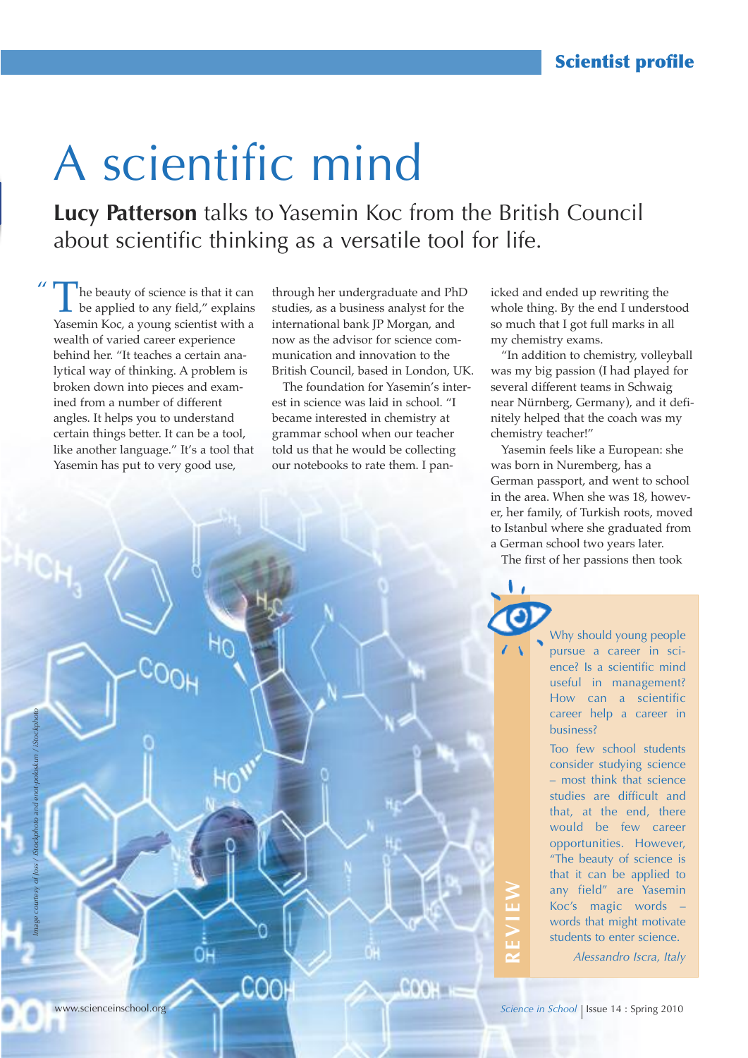# A scientific mind

**Lucy Patterson** talks to Yasemin Koc from the British Council about scientific thinking as a versatile tool for life.

"The beauty of science is that it can be applied to any field," explains Yasemin Koc, a young scientist with a wealth of varied career experience behind her. "It teaches a certain analytical way of thinking. A problem is broken down into pieces and examined from a number of different angles. It helps you to understand certain things better. It can be a tool, like another language." It's a tool that Yasemin has put to very good use, through her undergraduate and PhD studies, as a business analyst for the international bank JP Morgan, and now as the advisor for science communication and innovation to the British Council, based in London, UK.

The foundation for Yasemin's interest in science was laid in school. "I became interested in chemistry at grammar school when our teacher told us that he would be collecting our notebooks to rate them. I panicked and ended up rewriting the whole thing. By the end I understood so much that I got full marks in all my chemistry exams.

"In addition to chemistry, volleyball was my big passion (I had played for several different teams in Schwaig near Nürnberg, Germany), and it definitely helped that the coach was my chemistry teacher!"

Yasemin feels like a European: she was born in Nuremberg, has a German passport, and went to school in the area. When she was 18, however, her family, of Turkish roots, moved to Istanbul where she graduated from a German school two years later.

The first of her passions then took

**REVIEW**

Why should young people pursue a career in science? Is a scientific mind useful in management? How can a scientific career help a career in business?

Too few school students consider studying science – most think that science studies are difficult and that, at the end, there would be few career opportunities. However, "The beauty of science is that it can be applied to any field" are Yasemin Koc's magic words – words that might motivate students to enter science.

*Alessandro Iscra, Italy*

*Image courtesy of loss / iStockphoto and enot-poloskun / iStockphoto*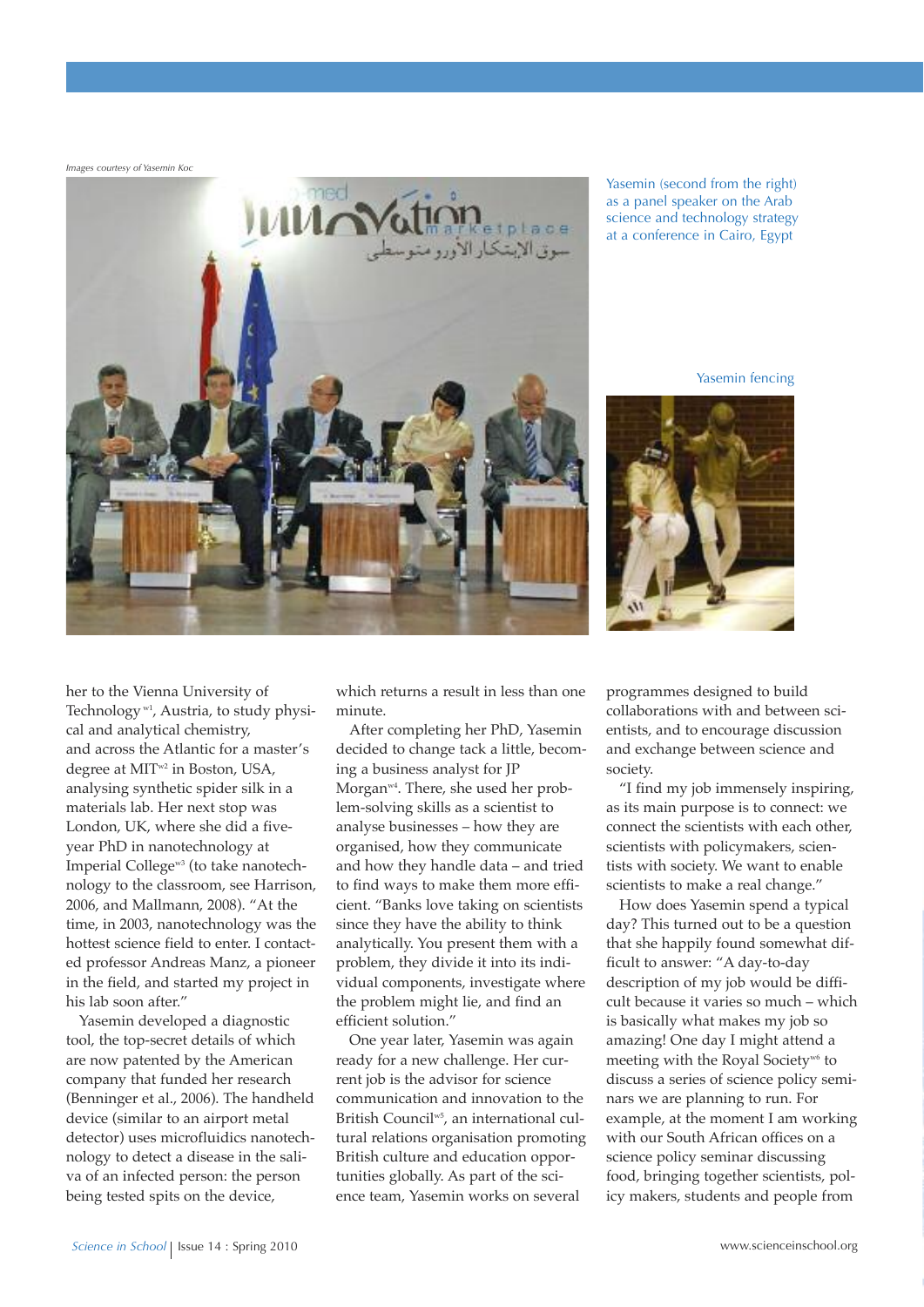Images courtesy of Yasemin Koc

Yasemin (second from the right) as a panel speaker on the Arab science and technology strategy at a conference in Cairo, Egypt

Yasemin fencing

her to the Vienna University of Technology[w1], Austria, to study physical and analytical chemistry, and across the Atlantic for a master's degree at MIT[w2] in Boston, USA, analysing synthetic spider silk in a materials lab. Her next stop was London, UK, where she did a five-year PhD in nanotechnology at Imperial College[w3] (to take nanotechnology to the classroom, see Harrison, 2006, and Mallmann, 2008). "At the time, in 2003, nanotechnology was the hottest science field to enter. I contacted professor Andreas Manz, a pioneer in the field, and started my project in his lab soon after."

Yasemin developed a diagnostic tool, the top-secret details of which are now patented by the American company that funded her research (Benninger et al., 2006). The handheld device (similar to an airport metal detector) uses microfluidics nanotechnology to detect a disease in the saliva of an infected person: the person being tested spits on the device, which returns a result in less than one minute.

After completing her PhD, Yasemin decided to change tack a little, becoming a business analyst for JP Morgan[w4]. There, she used her problem-solving skills as a scientist to analyse businesses – how they are organised, how they communicate and how they handle data – and tried to find ways to make them more efficient. "Banks love taking on scientists since they have the ability to think analytically. You present them with a problem, they divide it into its individual components, investigate where the problem might lie, and find an efficient solution."

One year later, Yasemin was again ready for a new challenge. Her current job is the advisor for science communication and innovation to the British Council[w5], an international cultural relations organisation promoting British culture and education opportunities globally. As part of the science team, Yasemin works on several programmes designed to build collaborations with and between scientists, and to encourage discussion and exchange between science and society.

"I find my job immensely inspiring, as its main purpose is to connect: we connect the scientists with each other, scientists with policymakers, scientists with society. We want to enable scientists to make a real change."

How does Yasemin spend a typical day? This turned out to be a question that she happily found somewhat difficult to answer: "A day-to-day description of my job would be difficult because it varies so much – which is basically what makes my job so amazing! One day I might attend a meeting with the Royal Society[w6] to discuss a series of science policy seminars we are planning to run. For example, at the moment I am working with our South African offices on a science policy seminar discussing food, bringing together scientists, policy makers, students and people from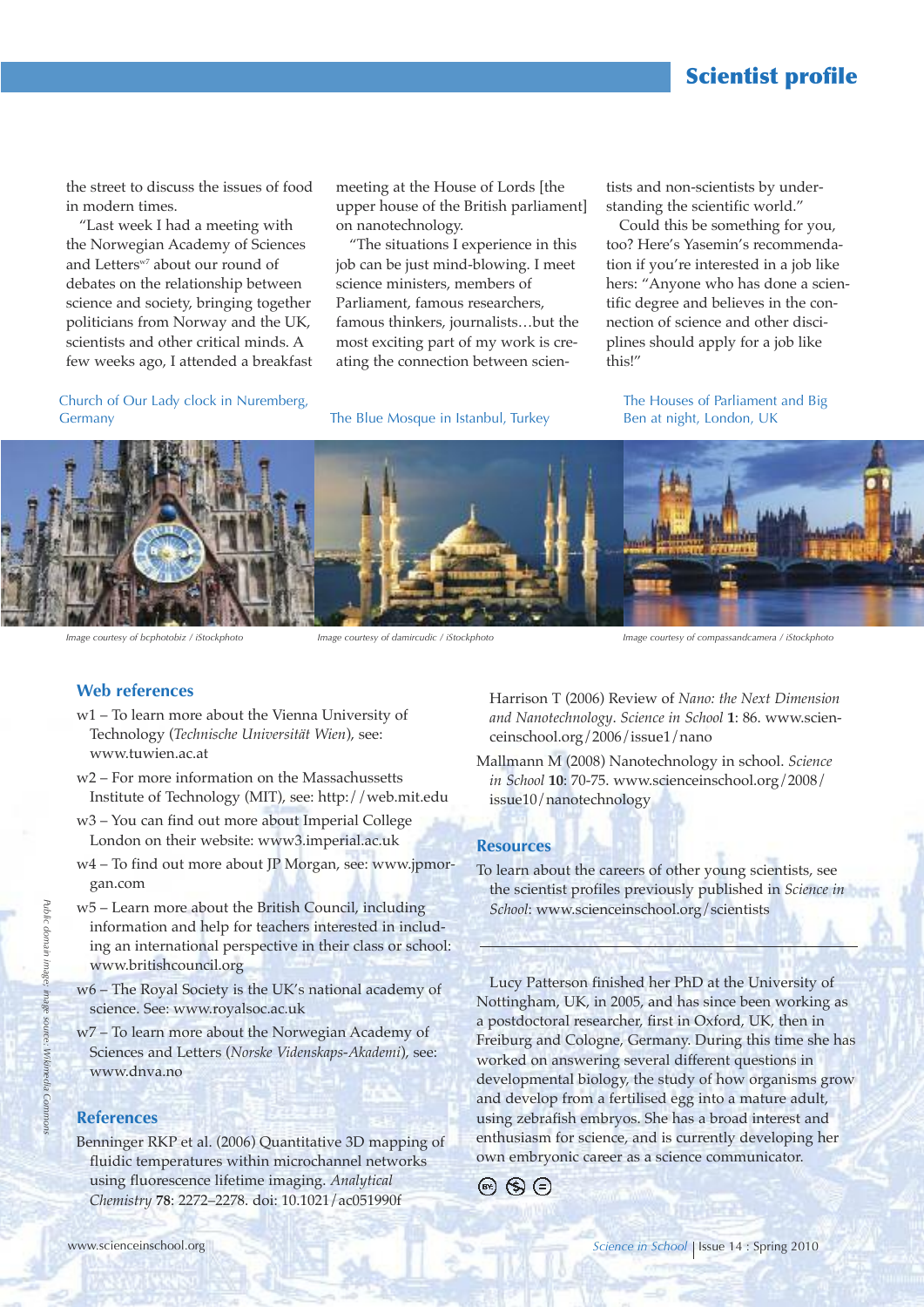the street to discuss the issues of food in modern times.

"Last week I had a meeting with the Norwegian Academy of Sciences and Letters[w7] about our round of debates on the relationship between science and society, bringing together politicians from Norway and the UK, scientists and other critical minds. A few weeks ago, I attended a breakfast meeting at the House of Lords [the upper house of the British parliament] on nanotechnology.

"The situations I experience in this job can be just mind-blowing. I meet science ministers, members of Parliament, famous researchers, famous thinkers, journalists…but the most exciting part of my work is creating the connection between scientists and non-scientists by understanding the scientific world."

Could this be something for you, too? Here's Yasemin's recommendation if you're interested in a job like hers: "Anyone who has done a scientific degree and believes in the connection of science and other disciplines should apply for a job like this!"

Church of Our Lady clock in Nuremberg, Germany

Image courtesy of bcphotobiz / iStockphoto

The Blue Mosque in Istanbul, Turkey

Image courtesy of damircudic / iStockphoto

The Houses of Parliament and Big Ben at night, London, UK

Image courtesy of compassandcamera / iStockphoto

## Web references

w1 – To learn more about the Vienna University of Technology (*Technische Universität Wien*), see: www.tuwien.ac.at

w2 – For more information on the Massachussetts Institute of Technology (MIT), see: http://web.mit.edu

w3 – You can find out more about Imperial College London on their website: www3.imperial.ac.uk

w4 – To find out more about JP Morgan, see: www.jpmorgan.com

w5 – Learn more about the British Council, including information and help for teachers interested in including an international perspective in their class or school: www.britishcouncil.org

w6 – The Royal Society is the UK's national academy of science. See: www.royalsoc.ac.uk

w7 – To learn more about the Norwegian Academy of Sciences and Letters (*Norske Videnskaps-Akademi*), see: www.dnva.no

## References

Benninger RKP et al. (2006) Quantitative 3D mapping of fluidic temperatures within microchannel networks using fluorescence lifetime imaging. *Analytical Chemistry* **78**: 2272–2278. doi: 10.1021/ac051990f

Harrison T (2006) Review of *Nano: the Next Dimension and Nanotechnology*. *Science in School* **1**: 86. www.scienceinschool.org/2006/issue1/nano

Mallmann M (2008) Nanotechnology in school. *Science in School* **10**: 70-75. www.scienceinschool.org/2008/issue10/nanotechnology

## Resources

To learn about the careers of other young scientists, see the scientist profiles previously published in *Science in School*: www.scienceinschool.org/scientists

---

Lucy Patterson finished her PhD at the University of Nottingham, UK, in 2005, and has since been working as a postdoctoral researcher, first in Oxford, UK, then in Freiburg and Cologne, Germany. During this time she has worked on answering several different questions in developmental biology, the study of how organisms grow and develop from a fertilised egg into a mature adult, using zebrafish embryos. She has a broad interest and enthusiasm for science, and is currently developing her own embryonic career as a science communicator.

Public domain image; image source: Wikimedia Commons